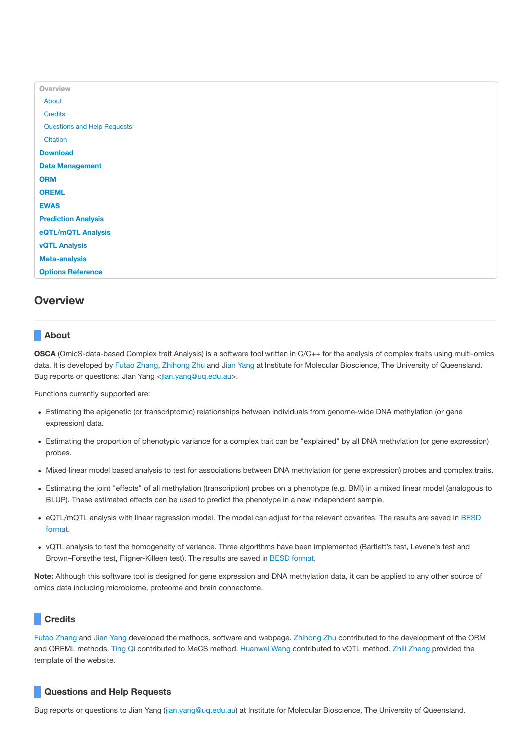- Overview
  - About
  - Credits
  - Questions and Help Requests
  - Citation
- **Download**
- **Data Management**
- **ORM**
- **OREML**
- **EWAS**
- **Prediction Analysis**
- **eQTL/mQTL Analysis**
- **vQTL Analysis**
- **Meta-analysis**
- **Options Reference**

# Overview

## About

**OSCA** (OmicS-data-based Complex trait Analysis) is a software tool written in C/C++ for the analysis of complex traits using multi-omics data. It is developed by Futao Zhang, Zhihong Zhu and Jian Yang at Institute for Molecular Bioscience, The University of Queensland. Bug reports or questions: Jian Yang <jian.yang@uq.edu.au>.

Functions currently supported are:

- Estimating the epigenetic (or transcriptomic) relationships between individuals from genome-wide DNA methylation (or gene expression) data.
- Estimating the proportion of phenotypic variance for a complex trait can be "explained" by all DNA methylation (or gene expression) probes.
- Mixed linear model based analysis to test for associations between DNA methylation (or gene expression) probes and complex traits.
- Estimating the joint "effects" of all methylation (transcription) probes on a phenotype (e.g. BMI) in a mixed linear model (analogous to BLUP). These estimated effects can be used to predict the phenotype in a new independent sample.
- eQTL/mQTL analysis with linear regression model. The model can adjust for the relevant covarites. The results are saved in BESD format.
- vQTL analysis to test the homogeneity of variance. Three algorithms have been implemented (Bartlett's test, Levene's test and Brown–Forsythe test, Fligner-Killeen test). The results are saved in BESD format.

**Note:** Although this software tool is designed for gene expression and DNA methylation data, it can be applied to any other source of omics data including microbiome, proteome and brain connectome.

## Credits

Futao Zhang and Jian Yang developed the methods, software and webpage. Zhihong Zhu contributed to the development of the ORM and OREML methods. Ting Qi contributed to MeCS method. Huanwei Wang contributed to vQTL method. Zhili Zheng provided the template of the website.

## Questions and Help Requests

Bug reports or questions to Jian Yang (jian.yang@uq.edu.au) at Institute for Molecular Bioscience, The University of Queensland.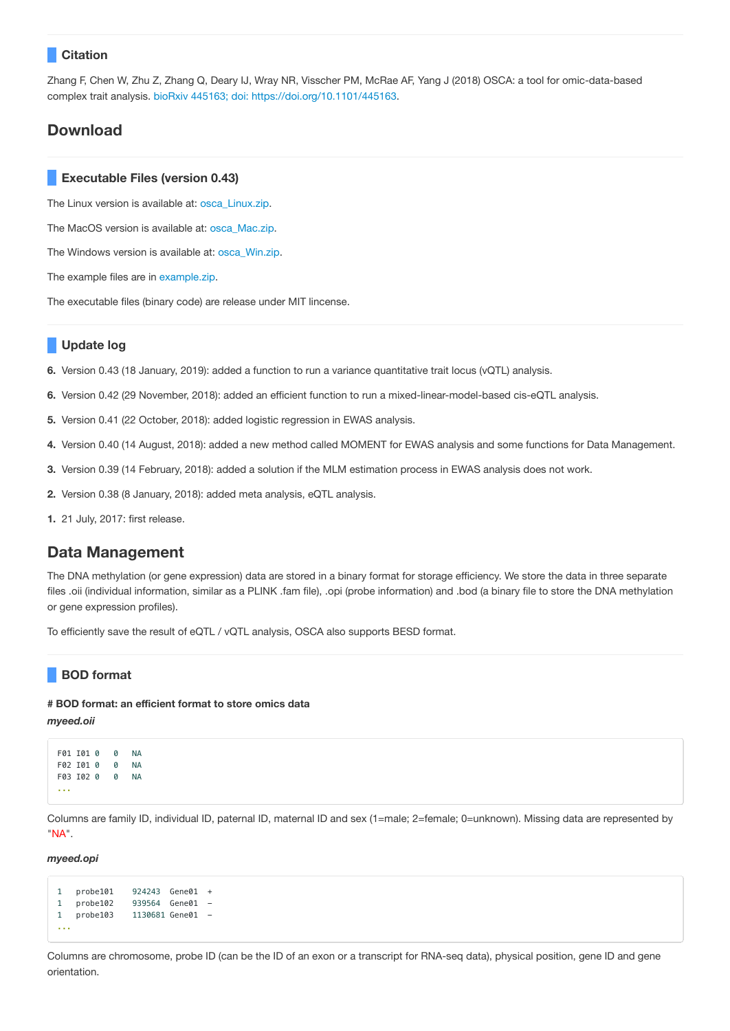### Citation

Zhang F, Chen W, Zhu Z, Zhang Q, Deary IJ, Wray NR, Visscher PM, McRae AF, Yang J (2018) OSCA: a tool for omic-data-based complex trait analysis. bioRxiv 445163; doi: https://doi.org/10.1101/445163.

## Download

### Executable Files (version 0.43)

The Linux version is available at: osca_Linux.zip.

The MacOS version is available at: osca_Mac.zip.

The Windows version is available at: osca_Win.zip.

The example files are in example.zip.

The executable files (binary code) are release under MIT lincense.

### Update log

**6.** Version 0.43 (18 January, 2019): added a function to run a variance quantitative trait locus (vQTL) analysis.

**6.** Version 0.42 (29 November, 2018): added an efficient function to run a mixed-linear-model-based cis-eQTL analysis.

**5.** Version 0.41 (22 October, 2018): added logistic regression in EWAS analysis.

**4.** Version 0.40 (14 August, 2018): added a new method called MOMENT for EWAS analysis and some functions for Data Management.

**3.** Version 0.39 (14 February, 2018): added a solution if the MLM estimation process in EWAS analysis does not work.

**2.** Version 0.38 (8 January, 2018): added meta analysis, eQTL analysis.

**1.** 21 July, 2017: first release.

## Data Management

The DNA methylation (or gene expression) data are stored in a binary format for storage efficiency. We store the data in three separate files .oii (individual information, similar as a PLINK .fam file), .opi (probe information) and .bod (a binary file to store the DNA methylation or gene expression profiles).

To efficiently save the result of eQTL / vQTL analysis, OSCA also supports BESD format.

### BOD format

**# BOD format: an efficient format to store omics data**

***myeed.oii***

```
F01 I01 0   0   NA
F02 I01 0   0   NA
F03 I02 0   0   NA
...
```

Columns are family ID, individual ID, paternal ID, maternal ID and sex (1=male; 2=female; 0=unknown). Missing data are represented by "NA".

***myeed.opi***

```
1   probe101    924243  Gene01  +
1   probe102    939564  Gene01  -
1   probe103    1130681 Gene01  -
...
```

Columns are chromosome, probe ID (can be the ID of an exon or a transcript for RNA-seq data), physical position, gene ID and gene orientation.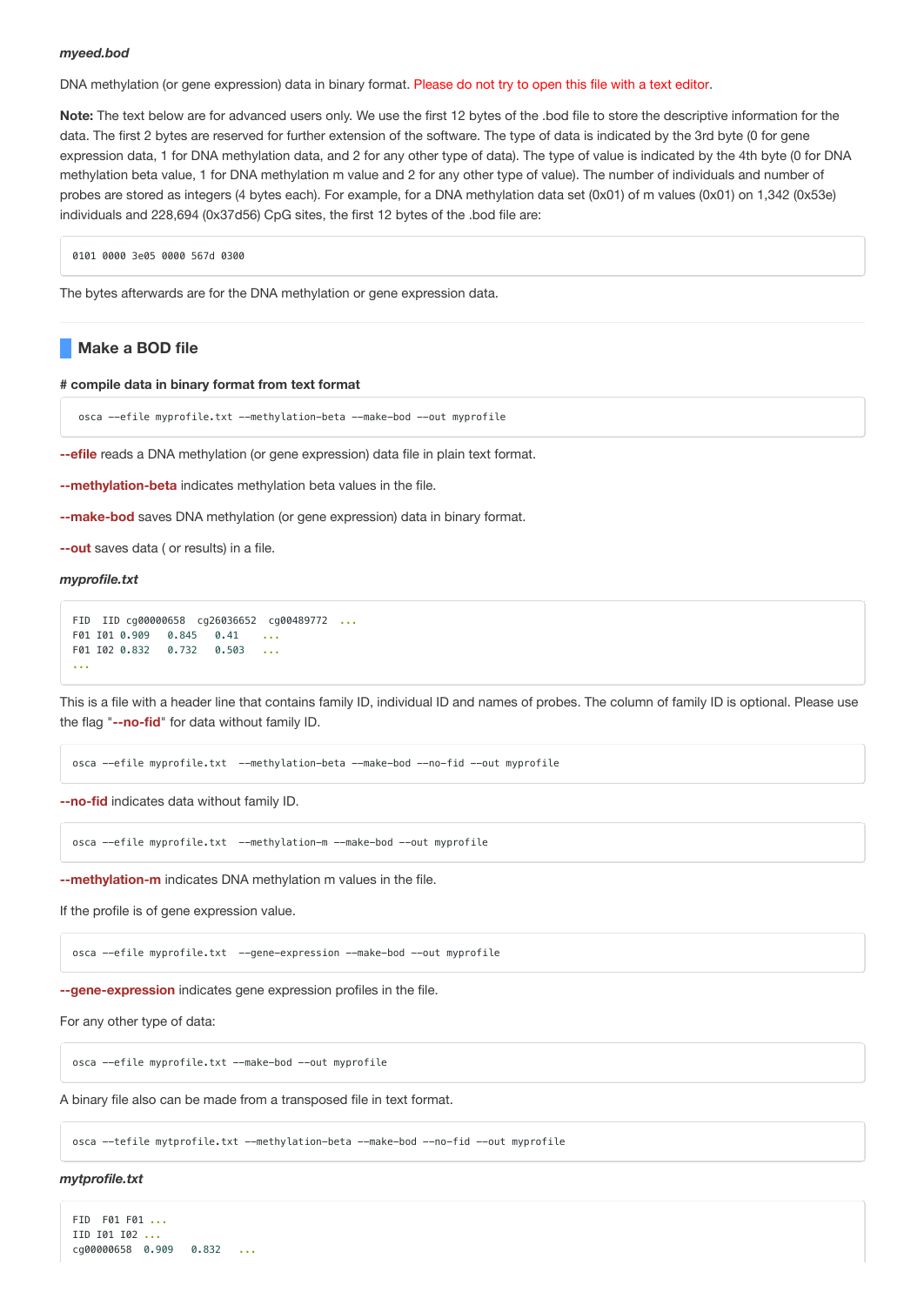*myeed.bod*

DNA methylation (or gene expression) data in binary format. Please do not try to open this file with a text editor.

**Note:** The text below are for advanced users only. We use the first 12 bytes of the .bod file to store the descriptive information for the data. The first 2 bytes are reserved for further extension of the software. The type of data is indicated by the 3rd byte (0 for gene expression data, 1 for DNA methylation data, and 2 for any other type of data). The type of value is indicated by the 4th byte (0 for DNA methylation beta value, 1 for DNA methylation m value and 2 for any other type of value). The number of individuals and number of probes are stored as integers (4 bytes each). For example, for a DNA methylation data set (0x01) of m values (0x01) on 1,342 (0x53e) individuals and 228,694 (0x37d56) CpG sites, the first 12 bytes of the .bod file are:

```
0101 0000 3e05 0000 567d 0300
```

The bytes afterwards are for the DNA methylation or gene expression data.

## Make a BOD file

**# compile data in binary format from text format**

```
 osca --efile myprofile.txt --methylation-beta --make-bod --out myprofile
```

**--efile** reads a DNA methylation (or gene expression) data file in plain text format.

**--methylation-beta** indicates methylation beta values in the file.

**--make-bod** saves DNA methylation (or gene expression) data in binary format.

**--out** saves data ( or results) in a file.

*myprofile.txt*

```
FID  IID cg00000658  cg26036652  cg00489772  ...
F01 I01 0.909   0.845   0.41    ...
F01 I02 0.832   0.732   0.503   ...
...
```

This is a file with a header line that contains family ID, individual ID and names of probes. The column of family ID is optional. Please use the flag "**--no-fid**" for data without family ID.

```
osca --efile myprofile.txt  --methylation-beta --make-bod --no-fid --out myprofile
```

**--no-fid** indicates data without family ID.

```
osca --efile myprofile.txt  --methylation-m --make-bod --out myprofile
```

**--methylation-m** indicates DNA methylation m values in the file.

If the profile is of gene expression value.

```
osca --efile myprofile.txt  --gene-expression --make-bod --out myprofile
```

**--gene-expression** indicates gene expression profiles in the file.

For any other type of data:

```
osca --efile myprofile.txt --make-bod --out myprofile
```

A binary file also can be made from a transposed file in text format.

```
osca --tefile mytprofile.txt --methylation-beta --make-bod --no-fid --out myprofile
```

*mytprofile.txt*

```
FID  F01 F01 ...
IID I01 I02 ...
cg00000658  0.909   0.832   ...
```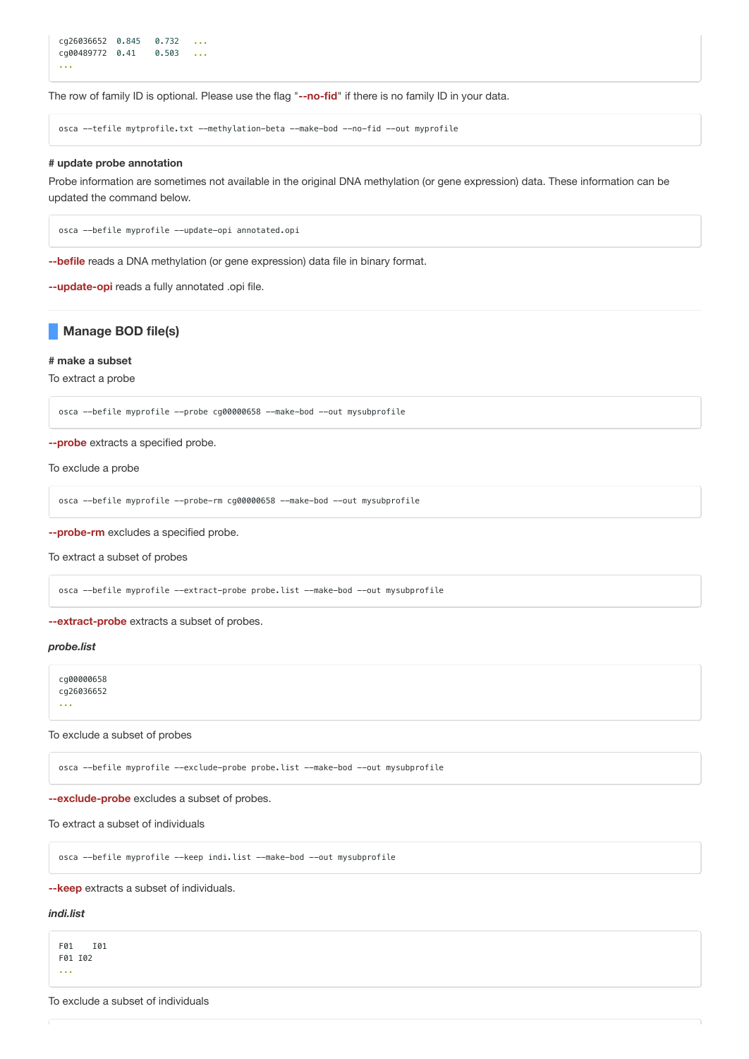```
cg26036652  0.845   0.732   ...
cg00489772  0.41    0.503   ...
...
```

The row of family ID is optional. Please use the flag "**--no-fid**" if there is no family ID in your data.

```
osca --tefile mytprofile.txt --methylation-beta --make-bod --no-fid --out myprofile
```

#### # update probe annotation

Probe information are sometimes not available in the original DNA methylation (or gene expression) data. These information can be updated the command below.

```
osca --befile myprofile --update-opi annotated.opi
```

**--befile** reads a DNA methylation (or gene expression) data file in binary format.

**--update-opi** reads a fully annotated .opi file.

### Manage BOD file(s)

#### # make a subset

To extract a probe

```
osca --befile myprofile --probe cg00000658 --make-bod --out mysubprofile
```

**--probe** extracts a specified probe.

To exclude a probe

```
osca --befile myprofile --probe-rm cg00000658 --make-bod --out mysubprofile
```

**--probe-rm** excludes a specified probe.

To extract a subset of probes

```
osca --befile myprofile --extract-probe probe.list --make-bod --out mysubprofile
```

**--extract-probe** extracts a subset of probes.

***probe.list***

```
cg00000658
cg26036652
...
```

To exclude a subset of probes

```
osca --befile myprofile --exclude-probe probe.list --make-bod --out mysubprofile
```

**--exclude-probe** excludes a subset of probes.

To extract a subset of individuals

```
osca --befile myprofile --keep indi.list --make-bod --out mysubprofile
```

**--keep** extracts a subset of individuals.

***indi.list***

```
F01    I01
F01 I02
...
```

To exclude a subset of individuals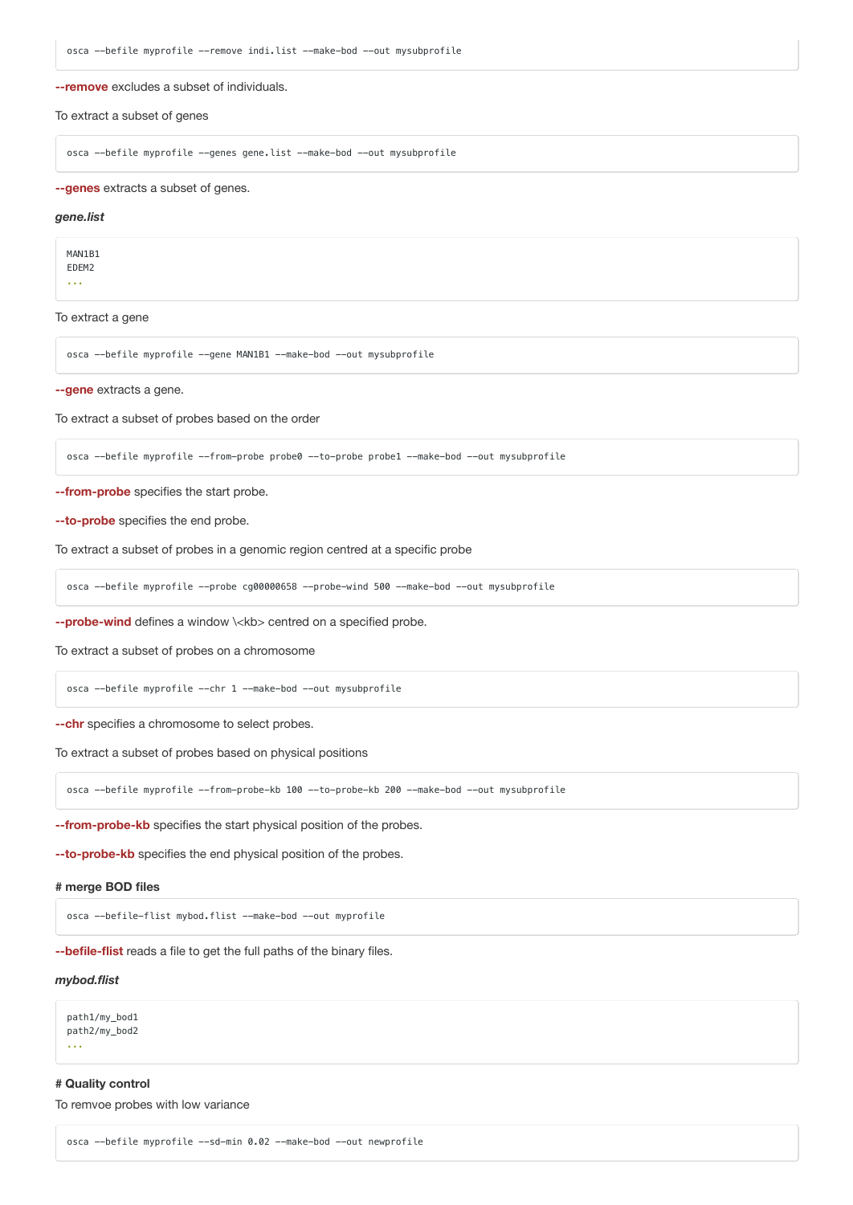```
osca --befile myprofile --remove indi.list --make-bod --out mysubprofile
```

**--remove** excludes a subset of individuals.

To extract a subset of genes

```
osca --befile myprofile --genes gene.list --make-bod --out mysubprofile
```

**--genes** extracts a subset of genes.

***gene.list***

```
MAN1B1
EDEM2
...
```

To extract a gene

```
osca --befile myprofile --gene MAN1B1 --make-bod --out mysubprofile
```

**--gene** extracts a gene.

To extract a subset of probes based on the order

```
osca --befile myprofile --from-probe probe0 --to-probe probe1 --make-bod --out mysubprofile
```

**--from-probe** specifies the start probe.

**--to-probe** specifies the end probe.

To extract a subset of probes in a genomic region centred at a specific probe

```
osca --befile myprofile --probe cg00000658 --probe-wind 500 --make-bod --out mysubprofile
```

**--probe-wind** defines a window \<kb> centred on a specified probe.

To extract a subset of probes on a chromosome

```
osca --befile myprofile --chr 1 --make-bod --out mysubprofile
```

**--chr** specifies a chromosome to select probes.

To extract a subset of probes based on physical positions

```
osca --befile myprofile --from-probe-kb 100 --to-probe-kb 200 --make-bod --out mysubprofile
```

**--from-probe-kb** specifies the start physical position of the probes.

**--to-probe-kb** specifies the end physical position of the probes.

#### # merge BOD files

```
osca --befile-flist mybod.flist --make-bod --out myprofile
```

**--befile-flist** reads a file to get the full paths of the binary files.

***mybod.flist***

```
path1/my_bod1
path2/my_bod2
...
```

#### # Quality control

To remvoe probes with low variance

```
osca --befile myprofile --sd-min 0.02 --make-bod --out newprofile
```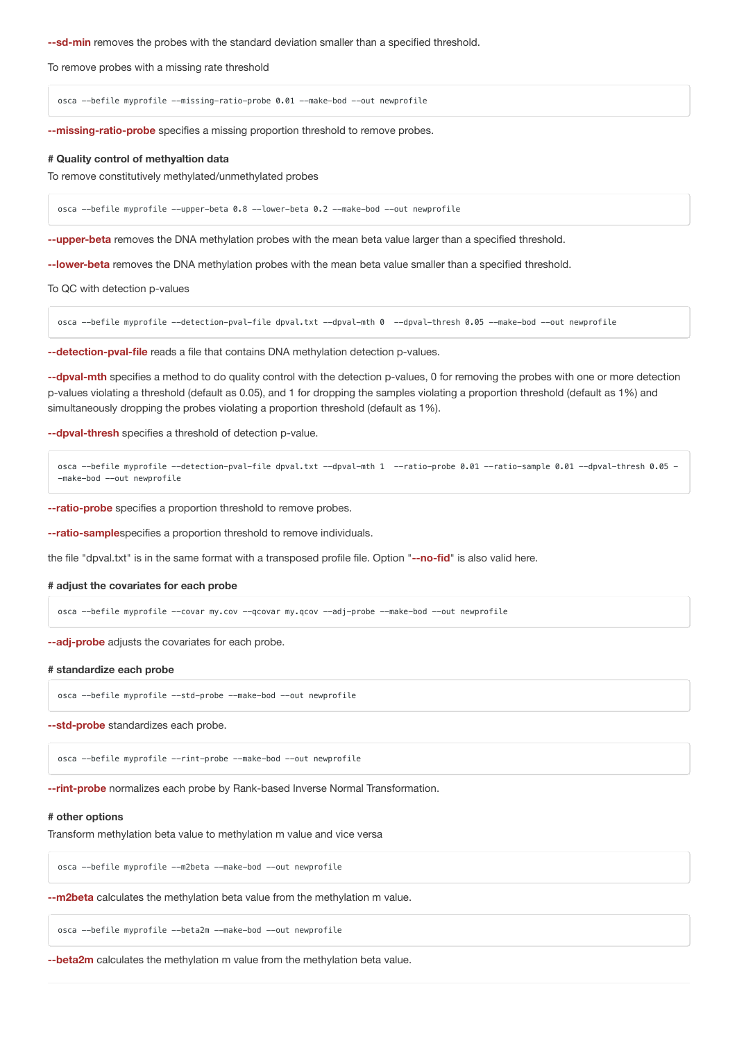**--sd-min** removes the probes with the standard deviation smaller than a specified threshold.

To remove probes with a missing rate threshold

```
osca --befile myprofile --missing-ratio-probe 0.01 --make-bod --out newprofile
```

**--missing-ratio-probe** specifies a missing proportion threshold to remove probes.

#### # Quality control of methyaltion data

To remove constitutively methylated/unmethylated probes

```
osca --befile myprofile --upper-beta 0.8 --lower-beta 0.2 --make-bod --out newprofile
```

**--upper-beta** removes the DNA methylation probes with the mean beta value larger than a specified threshold.

**--lower-beta** removes the DNA methylation probes with the mean beta value smaller than a specified threshold.

To QC with detection p-values

```
osca --befile myprofile --detection-pval-file dpval.txt --dpval-mth 0  --dpval-thresh 0.05 --make-bod --out newprofile
```

**--detection-pval-file** reads a file that contains DNA methylation detection p-values.

**--dpval-mth** specifies a method to do quality control with the detection p-values, 0 for removing the probes with one or more detection p-values violating a threshold (default as 0.05), and 1 for dropping the samples violating a proportion threshold (default as 1%) and simultaneously dropping the probes violating a proportion threshold (default as 1%).

**--dpval-thresh** specifies a threshold of detection p-value.

```
osca --befile myprofile --detection-pval-file dpval.txt --dpval-mth 1  --ratio-probe 0.01 --ratio-sample 0.01 --dpval-thresh 0.05 --make-bod --out newprofile
```

**--ratio-probe** specifies a proportion threshold to remove probes.

**--ratio-sample**specifies a proportion threshold to remove individuals.

the file "dpval.txt" is in the same format with a transposed profile file. Option "**--no-fid**" is also valid here.

#### # adjust the covariates for each probe

```
osca --befile myprofile --covar my.cov --qcovar my.qcov --adj-probe --make-bod --out newprofile
```

**--adj-probe** adjusts the covariates for each probe.

#### # standardize each probe

```
osca --befile myprofile --std-probe --make-bod --out newprofile
```

**--std-probe** standardizes each probe.

```
osca --befile myprofile --rint-probe --make-bod --out newprofile
```

**--rint-probe** normalizes each probe by Rank-based Inverse Normal Transformation.

#### # other options

Transform methylation beta value to methylation m value and vice versa

```
osca --befile myprofile --m2beta --make-bod --out newprofile
```

**--m2beta** calculates the methylation beta value from the methylation m value.

```
osca --befile myprofile --beta2m --make-bod --out newprofile
```

**--beta2m** calculates the methylation m value from the methylation beta value.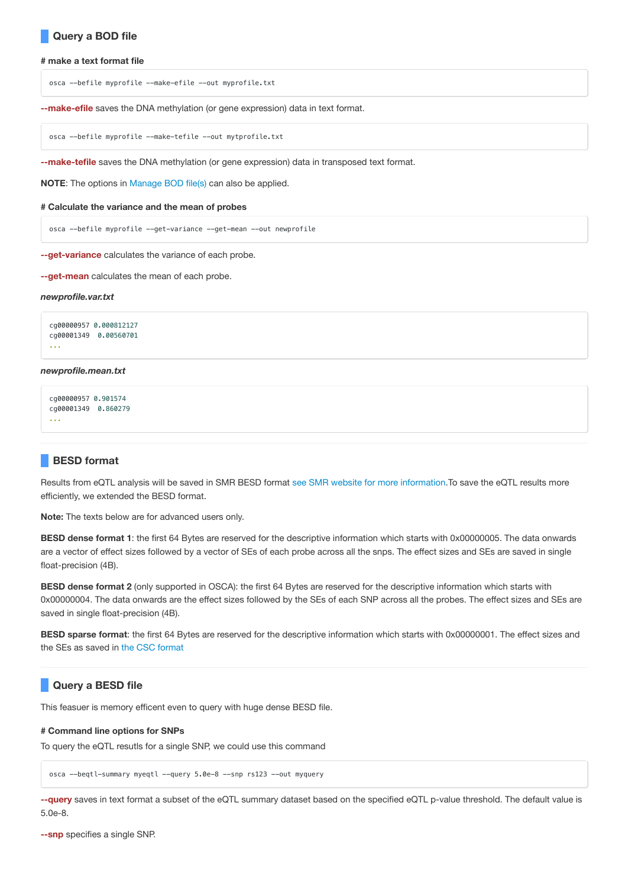## Query a BOD file

#### # make a text format file

```
osca --befile myprofile --make-efile --out myprofile.txt
```

**--make-efile** saves the DNA methylation (or gene expression) data in text format.

```
osca --befile myprofile --make-tefile --out mytprofile.txt
```

**--make-tefile** saves the DNA methylation (or gene expression) data in transposed text format.

**NOTE**: The options in Manage BOD file(s) can also be applied.

#### # Calculate the variance and the mean of probes

```
osca --befile myprofile --get-variance --get-mean --out newprofile
```

**--get-variance** calculates the variance of each probe.

**--get-mean** calculates the mean of each probe.

***newprofile.var.txt***

```
cg00000957 0.000812127
cg00001349  0.00560701
...
```

***newprofile.mean.txt***

```
cg00000957 0.901574
cg00001349  0.860279
...
```

## BESD format

Results from eQTL analysis will be saved in SMR BESD format see SMR website for more information.To save the eQTL results more efficiently, we extended the BESD format.

**Note:** The texts below are for advanced users only.

**BESD dense format 1**: the first 64 Bytes are reserved for the descriptive information which starts with 0x00000005. The data onwards are a vector of effect sizes followed by a vector of SEs of each probe across all the snps. The effect sizes and SEs are saved in single float-precision (4B).

**BESD dense format 2** (only supported in OSCA): the first 64 Bytes are reserved for the descriptive information which starts with 0x00000004. The data onwards are the effect sizes followed by the SEs of each SNP across all the probes. The effect sizes and SEs are saved in single float-precision (4B).

**BESD sparse format**: the first 64 Bytes are reserved for the descriptive information which starts with 0x00000001. The effect sizes and the SEs as saved in the CSC format

## Query a BESD file

This feasuer is memory efficent even to query with huge dense BESD file.

#### # Command line options for SNPs

To query the eQTL resutls for a single SNP, we could use this command

```
osca --beqtl-summary myeqtl --query 5.0e-8 --snp rs123 --out myquery
```

**--query** saves in text format a subset of the eQTL summary dataset based on the specified eQTL p-value threshold. The default value is 5.0e-8.

**--snp** specifies a single SNP.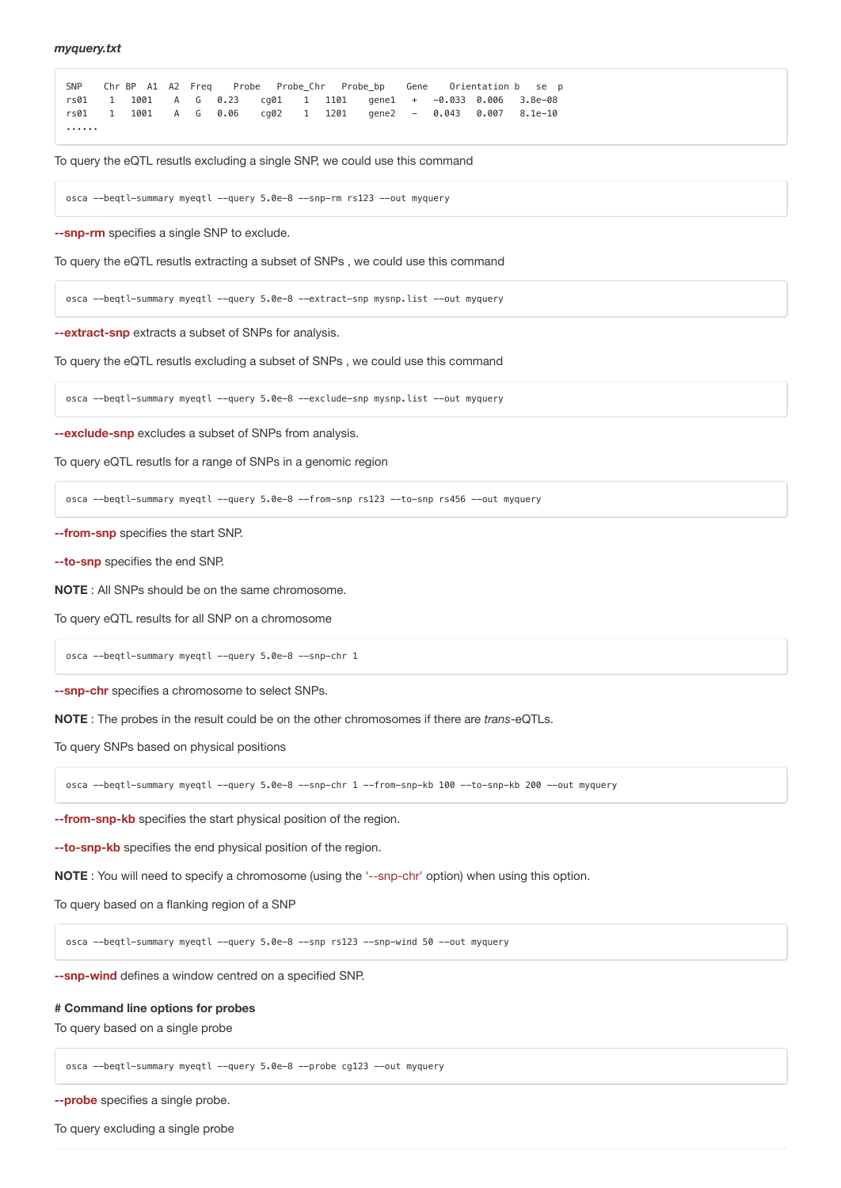***myquery.txt***

```
SNP    Chr BP  A1  A2  Freq    Probe   Probe_Chr   Probe_bp    Gene    Orientation b   se  p
rs01    1   1001    A   G   0.23    cg01    1   1101    gene1   +   -0.033  0.006   3.8e-08
rs01    1   1001    A   G   0.06    cg02    1   1201    gene2   -   0.043   0.007   8.1e-10
......
```

To query the eQTL resutls excluding a single SNP, we could use this command

```
osca --beqtl-summary myeqtl --query 5.0e-8 --snp-rm rs123 --out myquery
```

**--snp-rm** specifies a single SNP to exclude.

To query the eQTL resutls extracting a subset of SNPs , we could use this command

```
osca --beqtl-summary myeqtl --query 5.0e-8 --extract-snp mysnp.list --out myquery
```

**--extract-snp** extracts a subset of SNPs for analysis.

To query the eQTL resutls excluding a subset of SNPs , we could use this command

```
osca --beqtl-summary myeqtl --query 5.0e-8 --exclude-snp mysnp.list --out myquery
```

**--exclude-snp** excludes a subset of SNPs from analysis.

To query eQTL resutls for a range of SNPs in a genomic region

```
osca --beqtl-summary myeqtl --query 5.0e-8 --from-snp rs123 --to-snp rs456 --out myquery
```

**--from-snp** specifies the start SNP.

**--to-snp** specifies the end SNP.

**NOTE** : All SNPs should be on the same chromosome.

To query eQTL results for all SNP on a chromosome

```
osca --beqtl-summary myeqtl --query 5.0e-8 --snp-chr 1
```

**--snp-chr** specifies a chromosome to select SNPs.

**NOTE** : The probes in the result could be on the other chromosomes if there are *trans*-eQTLs.

To query SNPs based on physical positions

```
osca --beqtl-summary myeqtl --query 5.0e-8 --snp-chr 1 --from-snp-kb 100 --to-snp-kb 200 --out myquery
```

**--from-snp-kb** specifies the start physical position of the region.

**--to-snp-kb** specifies the end physical position of the region.

**NOTE** : You will need to specify a chromosome (using the '--snp-chr' option) when using this option.

To query based on a flanking region of a SNP

```
osca --beqtl-summary myeqtl --query 5.0e-8 --snp rs123 --snp-wind 50 --out myquery
```

**--snp-wind** defines a window centred on a specified SNP.

**# Command line options for probes**

To query based on a single probe

```
osca --beqtl-summary myeqtl --query 5.0e-8 --probe cg123 --out myquery
```

**--probe** specifies a single probe.

To query excluding a single probe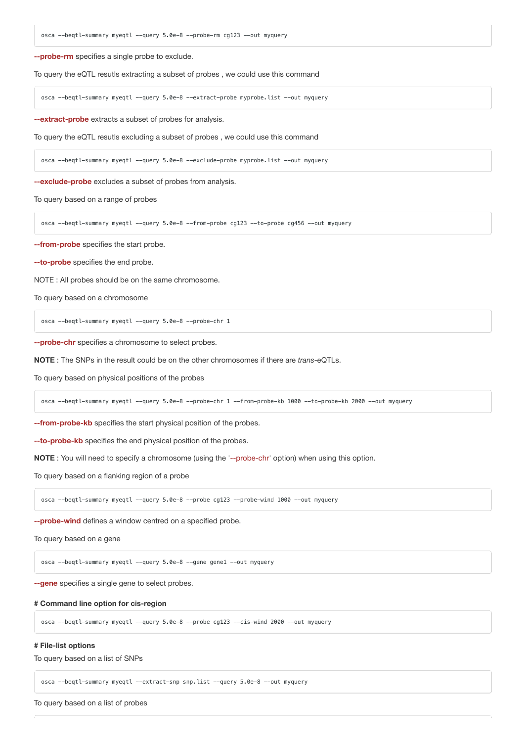```
osca --beqtl-summary myeqtl --query 5.0e-8 --probe-rm cg123 --out myquery
```

**--probe-rm** specifies a single probe to exclude.

To query the eQTL resutls extracting a subset of probes , we could use this command

```
osca --beqtl-summary myeqtl --query 5.0e-8 --extract-probe myprobe.list --out myquery
```

**--extract-probe** extracts a subset of probes for analysis.

To query the eQTL resutls excluding a subset of probes , we could use this command

```
osca --beqtl-summary myeqtl --query 5.0e-8 --exclude-probe myprobe.list --out myquery
```

**--exclude-probe** excludes a subset of probes from analysis.

To query based on a range of probes

```
osca --beqtl-summary myeqtl --query 5.0e-8 --from-probe cg123 --to-probe cg456 --out myquery
```

**--from-probe** specifies the start probe.

**--to-probe** specifies the end probe.

NOTE : All probes should be on the same chromosome.

To query based on a chromosome

```
osca --beqtl-summary myeqtl --query 5.0e-8 --probe-chr 1
```

**--probe-chr** specifies a chromosome to select probes.

**NOTE** : The SNPs in the result could be on the other chromosomes if there are *trans*-eQTLs.

To query based on physical positions of the probes

```
osca --beqtl-summary myeqtl --query 5.0e-8 --probe-chr 1 --from-probe-kb 1000 --to-probe-kb 2000 --out myquery
```

**--from-probe-kb** specifies the start physical position of the probes.

**--to-probe-kb** specifies the end physical position of the probes.

**NOTE** : You will need to specify a chromosome (using the '--probe-chr' option) when using this option.

To query based on a flanking region of a probe

```
osca --beqtl-summary myeqtl --query 5.0e-8 --probe cg123 --probe-wind 1000 --out myquery
```

**--probe-wind** defines a window centred on a specified probe.

To query based on a gene

```
osca --beqtl-summary myeqtl --query 5.0e-8 --gene gene1 --out myquery
```

**--gene** specifies a single gene to select probes.

#### # Command line option for cis-region

```
osca --beqtl-summary myeqtl --query 5.0e-8 --probe cg123 --cis-wind 2000 --out myquery
```

#### # File-list options

To query based on a list of SNPs

```
osca --beqtl-summary myeqtl --extract-snp snp.list --query 5.0e-8 --out myquery
```

To query based on a list of probes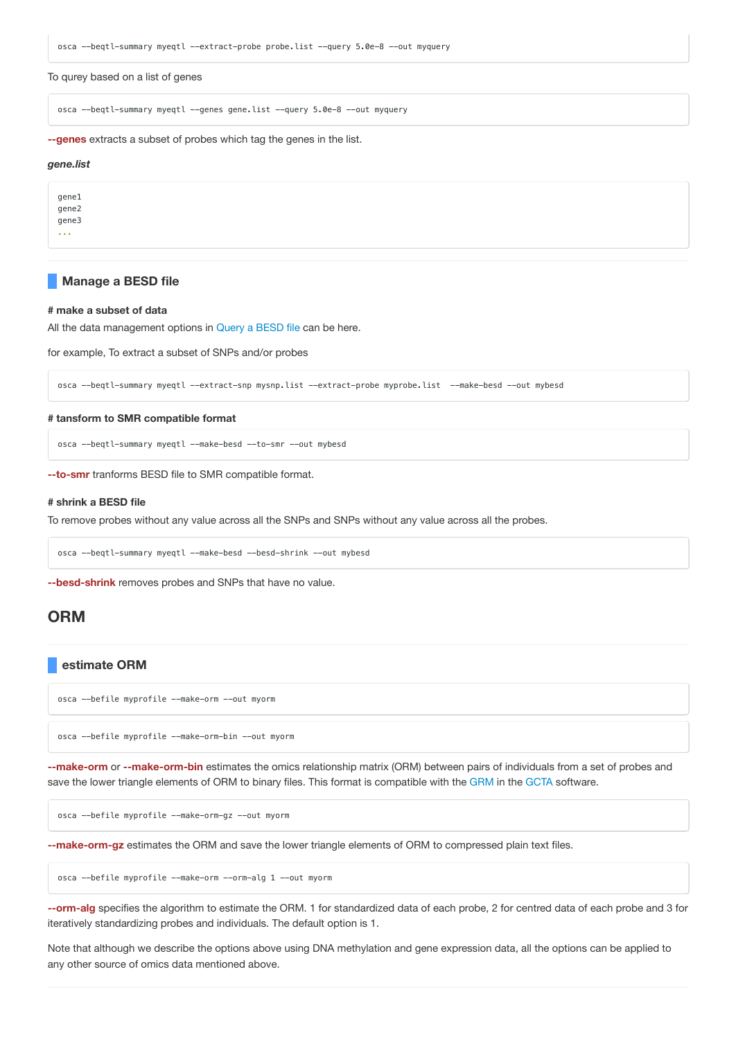```
osca --beqtl-summary myeqtl --extract-probe probe.list --query 5.0e-8 --out myquery
```

To qurey based on a list of genes

```
osca --beqtl-summary myeqtl --genes gene.list --query 5.0e-8 --out myquery
```

**--genes** extracts a subset of probes which tag the genes in the list.

***gene.list***

```
gene1
gene2
gene3
...
```

### Manage a BESD file

**# make a subset of data**

All the data management options in Query a BESD file can be here.

for example, To extract a subset of SNPs and/or probes

```
osca --beqtl-summary myeqtl --extract-snp mysnp.list --extract-probe myprobe.list  --make-besd --out mybesd
```

**# tansform to SMR compatible format**

```
osca --beqtl-summary myeqtl --make-besd --to-smr --out mybesd
```

**--to-smr** tranforms BESD file to SMR compatible format.

**# shrink a BESD file**

To remove probes without any value across all the SNPs and SNPs without any value across all the probes.

```
osca --beqtl-summary myeqtl --make-besd --besd-shrink --out mybesd
```

**--besd-shrink** removes probes and SNPs that have no value.

## ORM

### estimate ORM

```
osca --befile myprofile --make-orm --out myorm
```

```
osca --befile myprofile --make-orm-bin --out myorm
```

**--make-orm** or **--make-orm-bin** estimates the omics relationship matrix (ORM) between pairs of individuals from a set of probes and save the lower triangle elements of ORM to binary files. This format is compatible with the GRM in the GCTA software.

```
osca --befile myprofile --make-orm-gz --out myorm
```

**--make-orm-gz** estimates the ORM and save the lower triangle elements of ORM to compressed plain text files.

```
osca --befile myprofile --make-orm --orm-alg 1 --out myorm
```

**--orm-alg** specifies the algorithm to estimate the ORM. 1 for standardized data of each probe, 2 for centred data of each probe and 3 for iteratively standardizing probes and individuals. The default option is 1.

Note that although we describe the options above using DNA methylation and gene expression data, all the options can be applied to any other source of omics data mentioned above.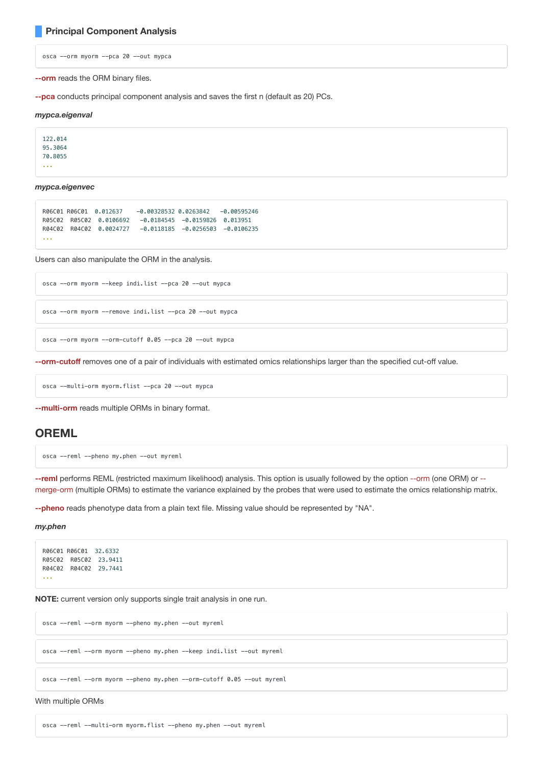### Principal Component Analysis

```
osca --orm myorm --pca 20 --out mypca
```

**--orm** reads the ORM binary files.

**--pca** conducts principal component analysis and saves the first n (default as 20) PCs.

***mypca.eigenval***

```
122.014
95.3064
70.8055
...
```

***mypca.eigenvec***

```
R06C01 R06C01  0.012637    -0.00328532 0.0263842   -0.00595246
R05C02  R05C02  0.0106692   -0.0184545  -0.0159826  0.013951
R04C02  R04C02  0.0024727   -0.0118185  -0.0256503  -0.0106235
...
```

Users can also manipulate the ORM in the analysis.

```
osca --orm myorm --keep indi.list --pca 20 --out mypca
```

```
osca --orm myorm --remove indi.list --pca 20 --out mypca
```

```
osca --orm myorm --orm-cutoff 0.05 --pca 20 --out mypca
```

**--orm-cutoff** removes one of a pair of individuals with estimated omics relationships larger than the specified cut-off value.

```
osca --multi-orm myorm.flist --pca 20 --out mypca
```

**--multi-orm** reads multiple ORMs in binary format.

## OREML

```
osca --reml --pheno my.phen --out myreml
```

**--reml** performs REML (restricted maximum likelihood) analysis. This option is usually followed by the option --orm (one ORM) or --merge-orm (multiple ORMs) to estimate the variance explained by the probes that were used to estimate the omics relationship matrix.

**--pheno** reads phenotype data from a plain text file. Missing value should be represented by "NA".

***my.phen***

```
R06C01 R06C01  32.6332
R05C02  R05C02  23.9411
R04C02  R04C02  29.7441
...
```

**NOTE:** current version only supports single trait analysis in one run.

```
osca --reml --orm myorm --pheno my.phen --out myreml
```

```
osca --reml --orm myorm --pheno my.phen --keep indi.list --out myreml
```

```
osca --reml --orm myorm --pheno my.phen --orm-cutoff 0.05 --out myreml
```

With multiple ORMs

```
osca --reml --multi-orm myorm.flist --pheno my.phen --out myreml
```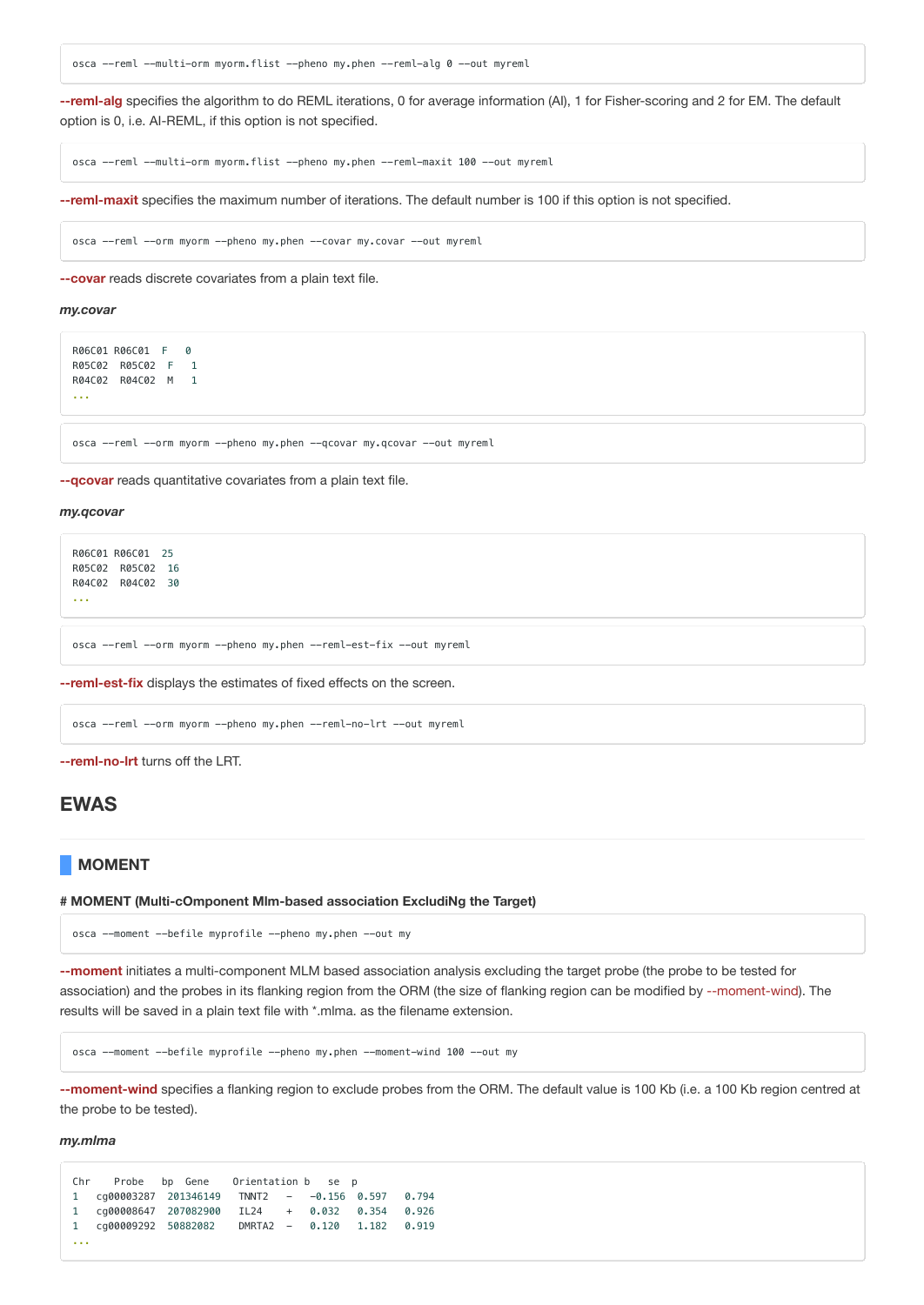```
osca --reml --multi-orm myorm.flist --pheno my.phen --reml-alg 0 --out myreml
```

**--reml-alg** specifies the algorithm to do REML iterations, 0 for average information (AI), 1 for Fisher-scoring and 2 for EM. The default option is 0, i.e. AI-REML, if this option is not specified.

```
osca --reml --multi-orm myorm.flist --pheno my.phen --reml-maxit 100 --out myreml
```

**--reml-maxit** specifies the maximum number of iterations. The default number is 100 if this option is not specified.

```
osca --reml --orm myorm --pheno my.phen --covar my.covar --out myreml
```

**--covar** reads discrete covariates from a plain text file.

***my.covar***

```
R06C01 R06C01  F   0
R05C02  R05C02  F   1
R04C02  R04C02  M   1
...
```

```
osca --reml --orm myorm --pheno my.phen --qcovar my.qcovar --out myreml
```

**--qcovar** reads quantitative covariates from a plain text file.

***my.qcovar***

```
R06C01 R06C01  25
R05C02  R05C02  16
R04C02  R04C02  30
...
```

```
osca --reml --orm myorm --pheno my.phen --reml-est-fix --out myreml
```

**--reml-est-fix** displays the estimates of fixed effects on the screen.

```
osca --reml --orm myorm --pheno my.phen --reml-no-lrt --out myreml
```

**--reml-no-lrt** turns off the LRT.

## EWAS

### MOMENT

**# MOMENT (Multi-cOmponent Mlm-based association ExcludiNg the Target)**

```
osca --moment --befile myprofile --pheno my.phen --out my
```

**--moment** initiates a multi-component MLM based association analysis excluding the target probe (the probe to be tested for association) and the probes in its flanking region from the ORM (the size of flanking region can be modified by --moment-wind). The results will be saved in a plain text file with *.mlma. as the filename extension.

```
osca --moment --befile myprofile --pheno my.phen --moment-wind 100 --out my
```

**--moment-wind** specifies a flanking region to exclude probes from the ORM. The default value is 100 Kb (i.e. a 100 Kb region centred at the probe to be tested).

***my.mlma***

```
Chr    Probe   bp  Gene    Orientation b   se  p
1   cg00003287  201346149   TNNT2   -   -0.156  0.597   0.794
1   cg00008647  207082900   IL24    +   0.032   0.354   0.926
1   cg00009292  50882082    DMRTA2  -   0.120   1.182   0.919
...
```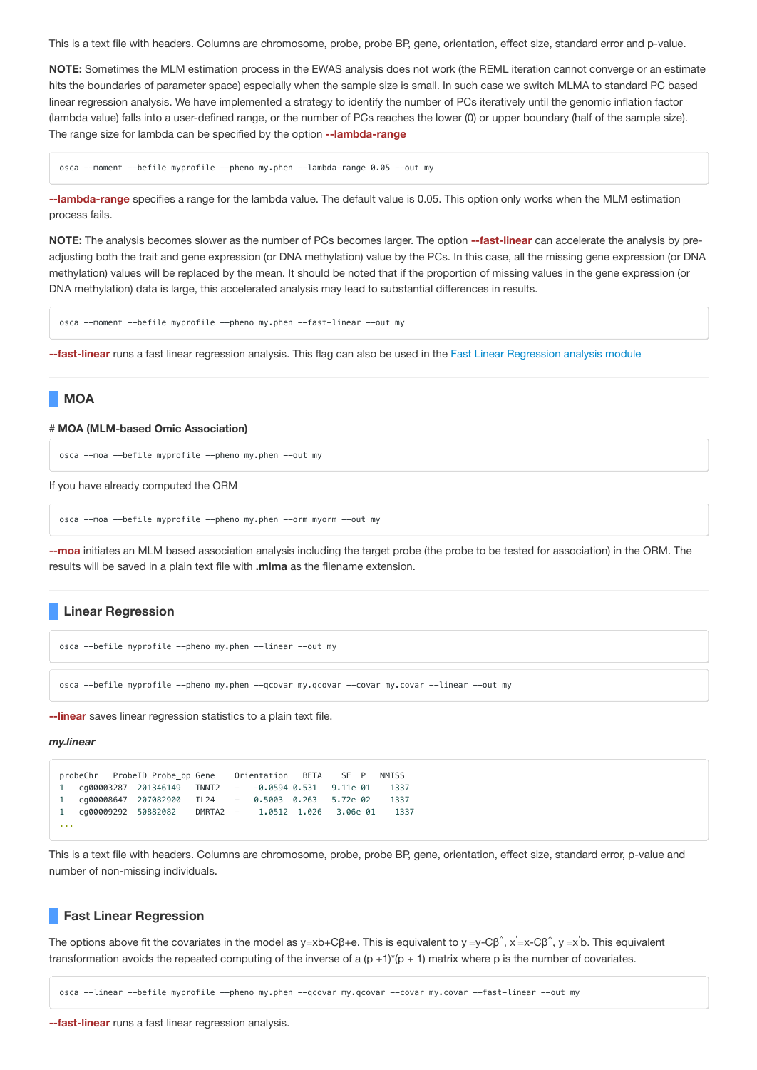This is a text file with headers. Columns are chromosome, probe, probe BP, gene, orientation, effect size, standard error and p-value.

**NOTE:** Sometimes the MLM estimation process in the EWAS analysis does not work (the REML iteration cannot converge or an estimate hits the boundaries of parameter space) especially when the sample size is small. In such case we switch MLMA to standard PC based linear regression analysis. We have implemented a strategy to identify the number of PCs iteratively until the genomic inflation factor (lambda value) falls into a user-defined range, or the number of PCs reaches the lower (0) or upper boundary (half of the sample size). The range size for lambda can be specified by the option **--lambda-range**

```
osca --moment --befile myprofile --pheno my.phen --lambda-range 0.05 --out my
```

**--lambda-range** specifies a range for the lambda value. The default value is 0.05. This option only works when the MLM estimation process fails.

**NOTE:** The analysis becomes slower as the number of PCs becomes larger. The option **--fast-linear** can accelerate the analysis by pre-adjusting both the trait and gene expression (or DNA methylation) value by the PCs. In this case, all the missing gene expression (or DNA methylation) values will be replaced by the mean. It should be noted that if the proportion of missing values in the gene expression (or DNA methylation) data is large, this accelerated analysis may lead to substantial differences in results.

```
osca --moment --befile myprofile --pheno my.phen --fast-linear --out my
```

**--fast-linear** runs a fast linear regression analysis. This flag can also be used in the Fast Linear Regression analysis module

## MOA

**# MOA (MLM-based Omic Association)**

```
osca --moa --befile myprofile --pheno my.phen --out my
```

If you have already computed the ORM

```
osca --moa --befile myprofile --pheno my.phen --orm myorm --out my
```

**--moa** initiates an MLM based association analysis including the target probe (the probe to be tested for association) in the ORM. The results will be saved in a plain text file with **.mlma** as the filename extension.

## Linear Regression

```
osca --befile myprofile --pheno my.phen --linear --out my
```

```
osca --befile myprofile --pheno my.phen --qcovar my.qcovar --covar my.covar --linear --out my
```

**--linear** saves linear regression statistics to a plain text file.

***my.linear***

```
probeChr   ProbeID Probe_bp Gene    Orientation   BETA    SE  P   NMISS
1   cg00003287  201346149   TNNT2   -   -0.0594 0.531   9.11e-01    1337
1   cg00008647  207082900   IL24    +   0.5003  0.263   5.72e-02    1337
1   cg00009292  50882082    DMRTA2  -    1.0512  1.026   3.06e-01    1337
...
```

This is a text file with headers. Columns are chromosome, probe, probe BP, gene, orientation, effect size, standard error, p-value and number of non-missing individuals.

## Fast Linear Regression

The options above fit the covariates in the model as y=xb+Cβ+e. This is equivalent to $y'=y-C\hat{\beta}$, $x'=x-C\hat{\beta}$, $y'=x'b$. This equivalent transformation avoids the repeated computing of the inverse of a (p +1)*(p + 1) matrix where p is the number of covariates.

```
osca --linear --befile myprofile --pheno my.phen --qcovar my.qcovar --covar my.covar --fast-linear --out my
```

**--fast-linear** runs a fast linear regression analysis.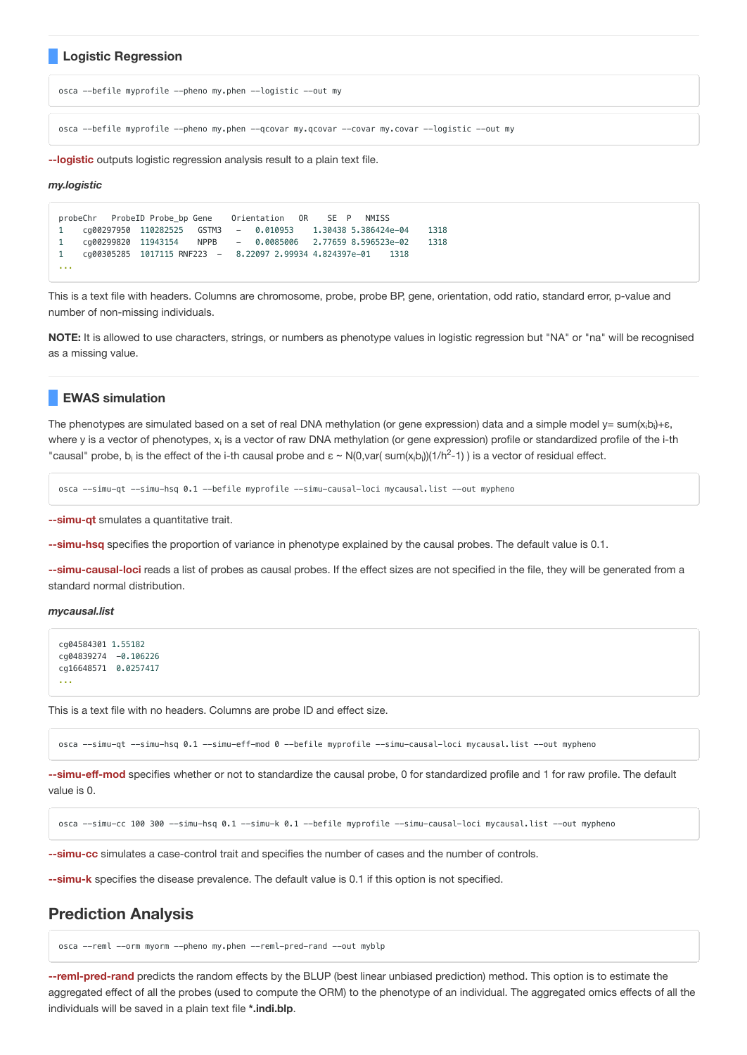### Logistic Regression

```
osca --befile myprofile --pheno my.phen --logistic --out my
```

```
osca --befile myprofile --pheno my.phen --qcovar my.qcovar --covar my.covar --logistic --out my
```

**--logistic** outputs logistic regression analysis result to a plain text file.

***my.logistic***

```
probeChr   ProbeID Probe_bp Gene    Orientation   OR    SE  P   NMISS
1    cg00297950  110282525   GSTM3   -   0.010953    1.30438 5.386424e-04    1318
1    cg00299820  11943154    NPPB    -   0.0085006   2.77659 8.596523e-02    1318
1    cg00305285  1017115 RNF223  -   8.22097 2.99934 4.824397e-01    1318
...
```

This is a text file with headers. Columns are chromosome, probe, probe BP, gene, orientation, odd ratio, standard error, p-value and number of non-missing individuals.

**NOTE:** It is allowed to use characters, strings, or numbers as phenotype values in logistic regression but "NA" or "na" will be recognised as a missing value.

### EWAS simulation

The phenotypes are simulated based on a set of real DNA methylation (or gene expression) data and a simple model $y = \text{sum}(x_i b_i) + \varepsilon$, where y is a vector of phenotypes, $x_i$ is a vector of raw DNA methylation (or gene expression) profile or standardized profile of the i-th "causal" probe, $b_i$ is the effect of the i-th causal probe and $\varepsilon \sim N(0, \text{var}(\text{sum}(x_i b_i))(1/h^2-1))$ is a vector of residual effect.

```
osca --simu-qt --simu-hsq 0.1 --befile myprofile --simu-causal-loci mycausal.list --out mypheno
```

**--simu-qt** smulates a quantitative trait.

**--simu-hsq** specifies the proportion of variance in phenotype explained by the causal probes. The default value is 0.1.

**--simu-causal-loci** reads a list of probes as causal probes. If the effect sizes are not specified in the file, they will be generated from a standard normal distribution.

***mycausal.list***

```
cg04584301 1.55182
cg04839274  -0.106226
cg16648571  0.0257417
...
```

This is a text file with no headers. Columns are probe ID and effect size.

```
osca --simu-qt --simu-hsq 0.1 --simu-eff-mod 0 --befile myprofile --simu-causal-loci mycausal.list --out mypheno
```

**--simu-eff-mod** specifies whether or not to standardize the causal probe, 0 for standardized profile and 1 for raw profile. The default value is 0.

```
osca --simu-cc 100 300 --simu-hsq 0.1 --simu-k 0.1 --befile myprofile --simu-causal-loci mycausal.list --out mypheno
```

**--simu-cc** simulates a case-control trait and specifies the number of cases and the number of controls.

**--simu-k** specifies the disease prevalence. The default value is 0.1 if this option is not specified.

## Prediction Analysis

```
osca --reml --orm myorm --pheno my.phen --reml-pred-rand --out myblp
```

**--reml-pred-rand** predicts the random effects by the BLUP (best linear unbiased prediction) method. This option is to estimate the aggregated effect of all the probes (used to compute the ORM) to the phenotype of an individual. The aggregated omics effects of all the individuals will be saved in a plain text file **\*.indi.blp**.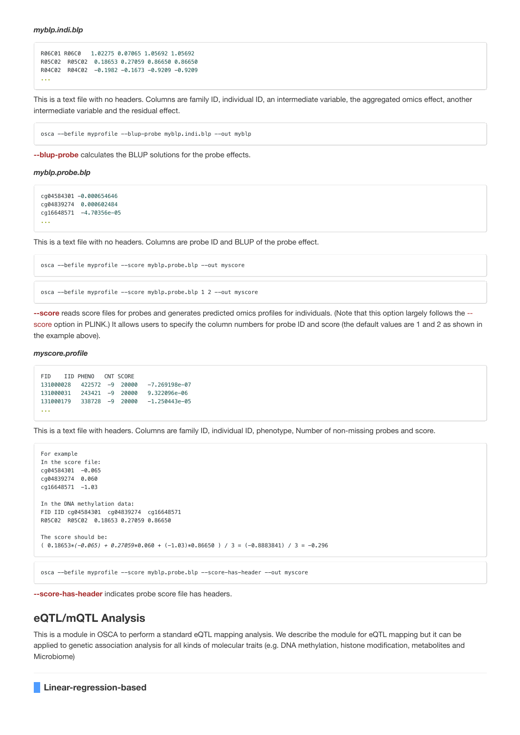***myblp.indi.blp***

```
R06C01 R06C0   1.02275 0.07065 1.05692 1.05692
R05C02  R05C02  0.18653 0.27059 0.86650 0.86650
R04C02  R04C02  -0.1982 -0.1673 -0.9209 -0.9209
...
```

This is a text file with no headers. Columns are family ID, individual ID, an intermediate variable, the aggregated omics effect, another intermediate variable and the residual effect.

```
osca --befile myprofile --blup-probe myblp.indi.blp --out myblp
```

**--blup-probe** calculates the BLUP solutions for the probe effects.

***myblp.probe.blp***

```
cg04584301 -0.000654646
cg04839274  0.000602484
cg16648571  -4.70356e-05
...
```

This is a text file with no headers. Columns are probe ID and BLUP of the probe effect.

```
osca --befile myprofile --score myblp.probe.blp --out myscore
```

```
osca --befile myprofile --score myblp.probe.blp 1 2 --out myscore
```

**--score** reads score files for probes and generates predicted omics profiles for individuals. (Note that this option largely follows the --score option in PLINK.) It allows users to specify the column numbers for probe ID and score (the default values are 1 and 2 as shown in the example above).

***myscore.profile***

```
FID    IID PHENO   CNT SCORE
131000028   422572  -9  20000   -7.269198e-07
131000031   243421  -9  20000   9.322096e-06
131000179   338728  -9  20000   -1.250443e-05
...
```

This is a text file with headers. Columns are family ID, individual ID, phenotype, Number of non-missing probes and score.

```
For example
In the score file:
cg04584301  -0.065
cg04839274  0.060
cg16648571  -1.03

In the DNA methylation data:
FID IID cg04584301  cg04839274  cg16648571
R05C02  R05C02  0.18653 0.27059 0.86650

The score should be:
( 0.18653*(-0.065) + 0.27059*0.060 + (-1.03)*0.86650 ) / 3 = (-0.8883841) / 3 = -0.296
```

```
osca --befile myprofile --score myblp.probe.blp --score-has-header --out myscore
```

**--score-has-header** indicates probe score file has headers.

## eQTL/mQTL Analysis

This is a module in OSCA to perform a standard eQTL mapping analysis. We describe the module for eQTL mapping but it can be applied to genetic association analysis for all kinds of molecular traits (e.g. DNA methylation, histone modification, metabolites and Microbiome)

### Linear-regression-based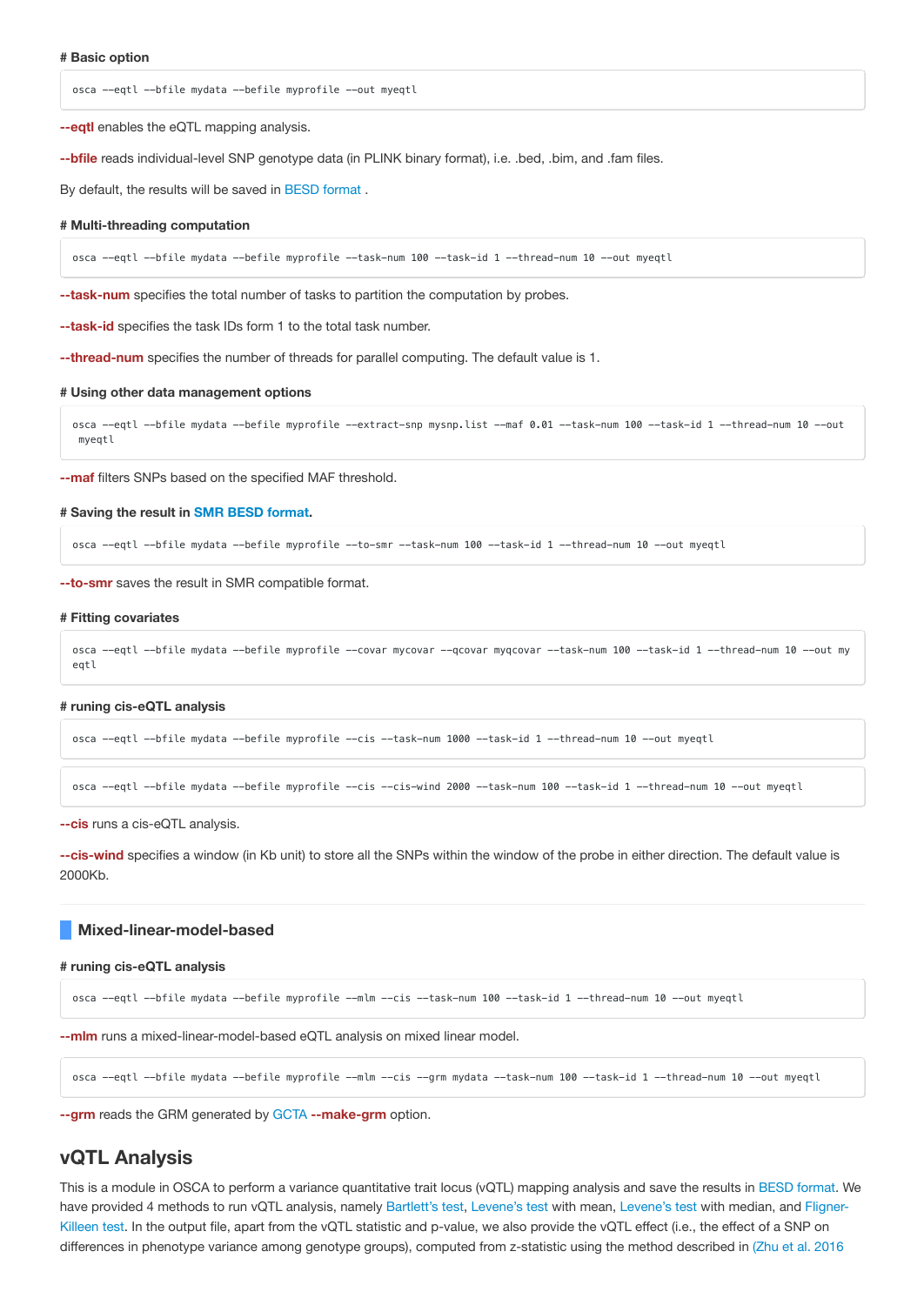# Basic option

```
osca --eqtl --bfile mydata --befile myprofile --out myeqtl
```

**--eqtl** enables the eQTL mapping analysis.

**--bfile** reads individual-level SNP genotype data (in PLINK binary format), i.e. .bed, .bim, and .fam files.

By default, the results will be saved in BESD format .

# Multi-threading computation

```
osca --eqtl --bfile mydata --befile myprofile --task-num 100 --task-id 1 --thread-num 10 --out myeqtl
```

**--task-num** specifies the total number of tasks to partition the computation by probes.

**--task-id** specifies the task IDs form 1 to the total task number.

**--thread-num** specifies the number of threads for parallel computing. The default value is 1.

# Using other data management options

```
osca --eqtl --bfile mydata --befile myprofile --extract-snp mysnp.list --maf 0.01 --task-num 100 --task-id 1 --thread-num 10 --out myeqtl
```

**--maf** filters SNPs based on the specified MAF threshold.

# Saving the result in SMR BESD format.

```
osca --eqtl --bfile mydata --befile myprofile --to-smr --task-num 100 --task-id 1 --thread-num 10 --out myeqtl
```

**--to-smr** saves the result in SMR compatible format.

# Fitting covariates

```
osca --eqtl --bfile mydata --befile myprofile --covar mycovar --qcovar myqcovar --task-num 100 --task-id 1 --thread-num 10 --out myeqtl
```

# runing cis-eQTL analysis

```
osca --eqtl --bfile mydata --befile myprofile --cis --task-num 1000 --task-id 1 --thread-num 10 --out myeqtl
```

```
osca --eqtl --bfile mydata --befile myprofile --cis --cis-wind 2000 --task-num 100 --task-id 1 --thread-num 10 --out myeqtl
```

**--cis** runs a cis-eQTL analysis.

**--cis-wind** specifies a window (in Kb unit) to store all the SNPs within the window of the probe in either direction. The default value is 2000Kb.

## Mixed-linear-model-based

# runing cis-eQTL analysis

```
osca --eqtl --bfile mydata --befile myprofile --mlm --cis --task-num 100 --task-id 1 --thread-num 10 --out myeqtl
```

**--mlm** runs a mixed-linear-model-based eQTL analysis on mixed linear model.

```
osca --eqtl --bfile mydata --befile myprofile --mlm --cis --grm mydata --task-num 100 --task-id 1 --thread-num 10 --out myeqtl
```

**--grm** reads the GRM generated by GCTA **--make-grm** option.

## vQTL Analysis

This is a module in OSCA to perform a variance quantitative trait locus (vQTL) mapping analysis and save the results in BESD format. We have provided 4 methods to run vQTL analysis, namely Bartlett's test, Levene's test with mean, Levene's test with median, and Fligner-Killeen test. In the output file, apart from the vQTL statistic and p-value, we also provide the vQTL effect (i.e., the effect of a SNP on differences in phenotype variance among genotype groups), computed from z-statistic using the method described in (Zhu et al. 2016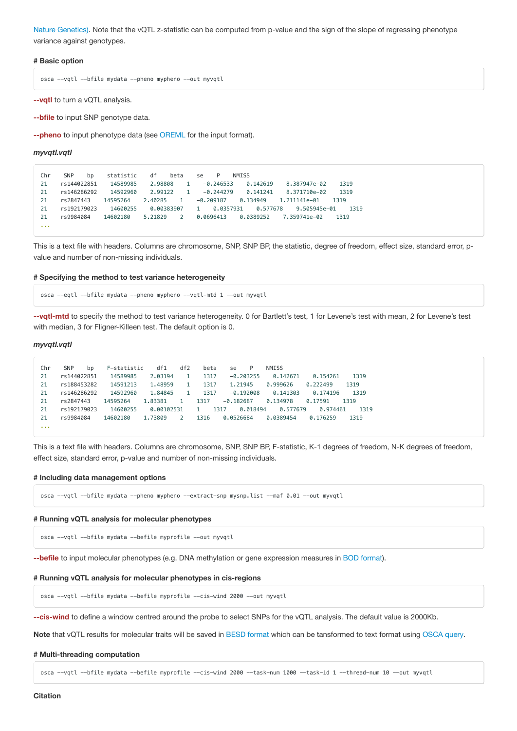Nature Genetics). Note that the vQTL z-statistic can be computed from p-value and the sign of the slope of regressing phenotype variance against genotypes.

#### # Basic option

```
osca --vqtl --bfile mydata --pheno mypheno --out myvqtl
```

**--vqtl** to turn a vQTL analysis.

**--bfile** to input SNP genotype data.

**--pheno** to input phenotype data (see OREML for the input format).

***myvqtl.vqtl***

```
Chr    SNP    bp    statistic    df    beta    se    P    NMISS
21    rs144022851    14589985    2.98808    1    -0.246533    0.142619    8.387947e-02    1319
21    rs146286292    14592960    2.99122    1    -0.244279    0.141241    8.371710e-02    1319
21    rs2847443    14595264    2.40285    1    -0.209187    0.134949    1.211141e-01    1319
21    rs192179023    14600255    0.00383907    1    0.0357931    0.577678    9.505945e-01    1319
21    rs9984084    14602180    5.21829    2    0.0696413    0.0389252    7.359741e-02    1319
...
```

This is a text file with headers. Columns are chromosome, SNP, SNP BP, the statistic, degree of freedom, effect size, standard error, p-value and number of non-missing individuals.

#### # Specifying the method to test variance heterogeneity

```
osca --eqtl --bfile mydata --pheno mypheno --vqtl-mtd 1 --out myvqtl
```

**--vqtl-mtd** to specify the method to test variance heterogeneity. 0 for Bartlett's test, 1 for Levene's test with mean, 2 for Levene's test with median, 3 for Fligner-Killeen test. The default option is 0.

***myvqtl.vqtl***

```
Chr    SNP    bp    F-statistic    df1    df2    beta    se    P    NMISS
21    rs144022851    14589985    2.03194    1    1317    -0.203255    0.142671    0.154261    1319
21    rs188453282    14591213    1.48959    1    1317    1.21945    0.999626    0.222499    1319
21    rs146286292    14592960    1.84845    1    1317    -0.192008    0.141303    0.174196    1319
21    rs2847443    14595264    1.83381    1    1317    -0.182687    0.134978    0.17591    1319
21    rs192179023    14600255    0.00102531    1    1317    0.018494    0.577679    0.974461    1319
21    rs9984084    14602180    1.73809    2    1316    0.0526684    0.0389454    0.176259    1319
...
```

This is a text file with headers. Columns are chromosome, SNP, SNP BP, F-statistic, K-1 degrees of freedom, N-K degrees of freedom, effect size, standard error, p-value and number of non-missing individuals.

#### # Including data management options

```
osca --vqtl --bfile mydata --pheno mypheno --extract-snp mysnp.list --maf 0.01 --out myvqtl
```

#### # Running vQTL analysis for molecular phenotypes

```
osca --vqtl --bfile mydata --befile myprofile --out myvqtl
```

**--befile** to input molecular phenotypes (e.g. DNA methylation or gene expression measures in BOD format).

#### # Running vQTL analysis for molecular phenotypes in cis-regions

```
osca --vqtl --bfile mydata --befile myprofile --cis-wind 2000 --out myvqtl
```

**--cis-wind** to define a window centred around the probe to select SNPs for the vQTL analysis. The default value is 2000Kb.

**Note** that vQTL results for molecular traits will be saved in BESD format which can be tansformed to text format using OSCA query.

#### # Multi-threading computation

```
osca --vqtl --bfile mydata --befile myprofile --cis-wind 2000 --task-num 1000 --task-id 1 --thread-num 10 --out myvqtl
```

#### Citation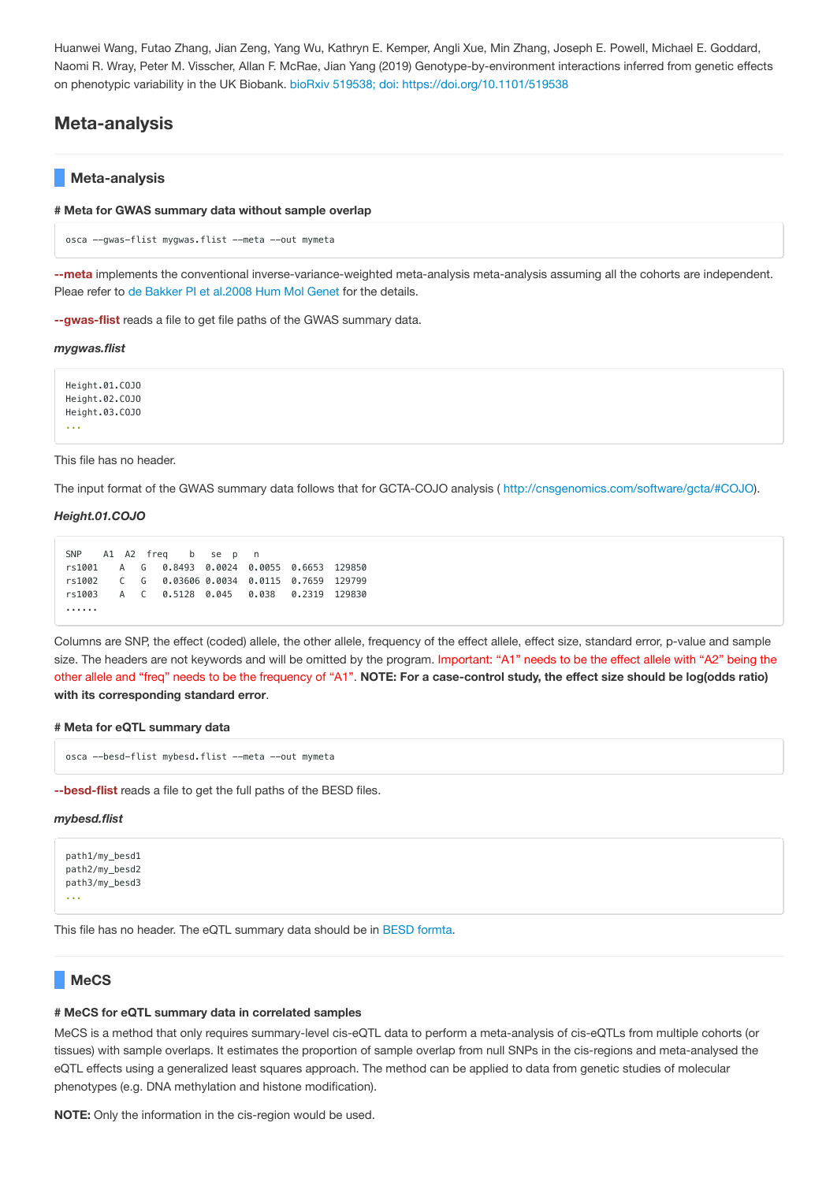Huanwei Wang, Futao Zhang, Jian Zeng, Yang Wu, Kathryn E. Kemper, Angli Xue, Min Zhang, Joseph E. Powell, Michael E. Goddard, Naomi R. Wray, Peter M. Visscher, Allan F. McRae, Jian Yang (2019) Genotype-by-environment interactions inferred from genetic effects on phenotypic variability in the UK Biobank. bioRxiv 519538; doi: https://doi.org/10.1101/519538

## Meta-analysis

### Meta-analysis

**# Meta for GWAS summary data without sample overlap**

```
osca --gwas-flist mygwas.flist --meta --out mymeta
```

**--meta** implements the conventional inverse-variance-weighted meta-analysis meta-analysis assuming all the cohorts are independent. Pleae refer to de Bakker PI et al.2008 Hum Mol Genet for the details.

**--gwas-flist** reads a file to get file paths of the GWAS summary data.

***mygwas.flist***

```
Height.01.COJO
Height.02.COJO
Height.03.COJO
...
```

This file has no header.

The input format of the GWAS summary data follows that for GCTA-COJO analysis ( http://cnsgenomics.com/software/gcta/#COJO).

***Height.01.COJO***

```
SNP    A1  A2  freq    b    se  p    n
rs1001    A   G   0.8493  0.0024  0.0055  0.6653  129850
rs1002    C   G   0.03606 0.0034  0.0115  0.7659  129799
rs1003    A   C   0.5128  0.045   0.038   0.2319  129830
......
```

Columns are SNP, the effect (coded) allele, the other allele, frequency of the effect allele, effect size, standard error, p-value and sample size. The headers are not keywords and will be omitted by the program. Important: "A1" needs to be the effect allele with "A2" being the other allele and "freq" needs to be the frequency of "A1". **NOTE: For a case-control study, the effect size should be log(odds ratio) with its corresponding standard error**.

**# Meta for eQTL summary data**

```
osca --besd-flist mybesd.flist --meta --out mymeta
```

**--besd-flist** reads a file to get the full paths of the BESD files.

***mybesd.flist***

```
path1/my_besd1
path2/my_besd2
path3/my_besd3
...
```

This file has no header. The eQTL summary data should be in BESD formta.

### MeCS

**# MeCS for eQTL summary data in correlated samples**

MeCS is a method that only requires summary-level cis-eQTL data to perform a meta-analysis of cis-eQTLs from multiple cohorts (or tissues) with sample overlaps. It estimates the proportion of sample overlap from null SNPs in the cis-regions and meta-analysed the eQTL effects using a generalized least squares approach. The method can be applied to data from genetic studies of molecular phenotypes (e.g. DNA methylation and histone modification).

**NOTE:** Only the information in the cis-region would be used.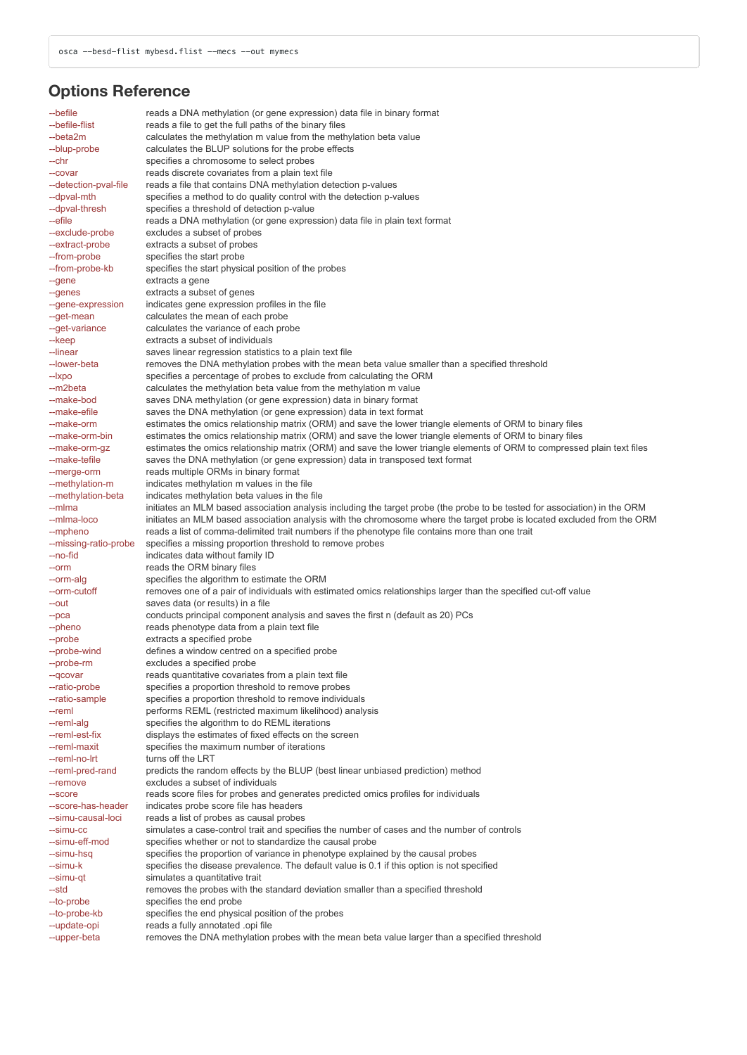```
osca --besd-flist mybesd.flist --mecs --out mymecs
```

## Options Reference

| | |
|---|---|
| --befile | reads a DNA methylation (or gene expression) data file in binary format |
| --befile-flist | reads a file to get the full paths of the binary files |
| --beta2m | calculates the methylation m value from the methylation beta value |
| --blup-probe | calculates the BLUP solutions for the probe effects |
| --chr | specifies a chromosome to select probes |
| --covar | reads discrete covariates from a plain text file |
| --detection-pval-file | reads a file that contains DNA methylation detection p-values |
| --dpval-mth | specifies a method to do quality control with the detection p-values |
| --dpval-thresh | specifies a threshold of detection p-value |
| --efile | reads a DNA methylation (or gene expression) data file in plain text format |
| --exclude-probe | excludes a subset of probes |
| --extract-probe | extracts a subset of probes |
| --from-probe | specifies the start probe |
| --from-probe-kb | specifies the start physical position of the probes |
| --gene | extracts a gene |
| --genes | extracts a subset of genes |
| --gene-expression | indicates gene expression profiles in the file |
| --get-mean | calculates the mean of each probe |
| --get-variance | calculates the variance of each probe |
| --keep | extracts a subset of individuals |
| --linear | saves linear regression statistics to a plain text file |
| --lower-beta | removes the DNA methylation probes with the mean beta value smaller than a specified threshold |
| --lxpo | specifies a percentage of probes to exclude from calculating the ORM |
| --m2beta | calculates the methylation beta value from the methylation m value |
| --make-bod | saves DNA methylation (or gene expression) data in binary format |
| --make-efile | saves the DNA methylation (or gene expression) data in text format |
| --make-orm | estimates the omics relationship matrix (ORM) and save the lower triangle elements of ORM to binary files |
| --make-orm-bin | estimates the omics relationship matrix (ORM) and save the lower triangle elements of ORM to binary files |
| --make-orm-gz | estimates the omics relationship matrix (ORM) and save the lower triangle elements of ORM to compressed plain text files |
| --make-tefile | saves the DNA methylation (or gene expression) data in transposed text format |
| --merge-orm | reads multiple ORMs in binary format |
| --methylation-m | indicates methylation m values in the file |
| --methylation-beta | indicates methylation beta values in the file |
| --mlma | initiates an MLM based association analysis including the target probe (the probe to be tested for association) in the ORM |
| --mlma-loco | initiates an MLM based association analysis with the chromosome where the target probe is located excluded from the ORM |
| --mpheno | reads a list of comma-delimited trait numbers if the phenotype file contains more than one trait |
| --missing-ratio-probe | specifies a missing proportion threshold to remove probes |
| --no-fid | indicates data without family ID |
| --orm | reads the ORM binary files |
| --orm-alg | specifies the algorithm to estimate the ORM |
| --orm-cutoff | removes one of a pair of individuals with estimated omics relationships larger than the specified cut-off value |
| --out | saves data (or results) in a file |
| --pca | conducts principal component analysis and saves the first n (default as 20) PCs |
| --pheno | reads phenotype data from a plain text file |
| --probe | extracts a specified probe |
| --probe-wind | defines a window centred on a specified probe |
| --probe-rm | excludes a specified probe |
| --qcovar | reads quantitative covariates from a plain text file |
| --ratio-probe | specifies a proportion threshold to remove probes |
| --ratio-sample | specifies a proportion threshold to remove individuals |
| --reml | performs REML (restricted maximum likelihood) analysis |
| --reml-alg | specifies the algorithm to do REML iterations |
| --reml-est-fix | displays the estimates of fixed effects on the screen |
| --reml-maxit | specifies the maximum number of iterations |
| --reml-no-lrt | turns off the LRT |
| --reml-pred-rand | predicts the random effects by the BLUP (best linear unbiased prediction) method |
| --remove | excludes a subset of individuals |
| --score | reads score files for probes and generates predicted omics profiles for individuals |
| --score-has-header | indicates probe score file has headers |
| --simu-causal-loci | reads a list of probes as causal probes |
| --simu-cc | simulates a case-control trait and specifies the number of cases and the number of controls |
| --simu-eff-mod | specifies whether or not to standardize the causal probe |
| --simu-hsq | specifies the proportion of variance in phenotype explained by the causal probes |
| --simu-k | specifies the disease prevalence. The default value is 0.1 if this option is not specified |
| --simu-qt | simulates a quantitative trait |
| --std | removes the probes with the standard deviation smaller than a specified threshold |
| --to-probe | specifies the end probe |
| --to-probe-kb | specifies the end physical position of the probes |
| --update-opi | reads a fully annotated .opi file |
| --upper-beta | removes the DNA methylation probes with the mean beta value larger than a specified threshold |